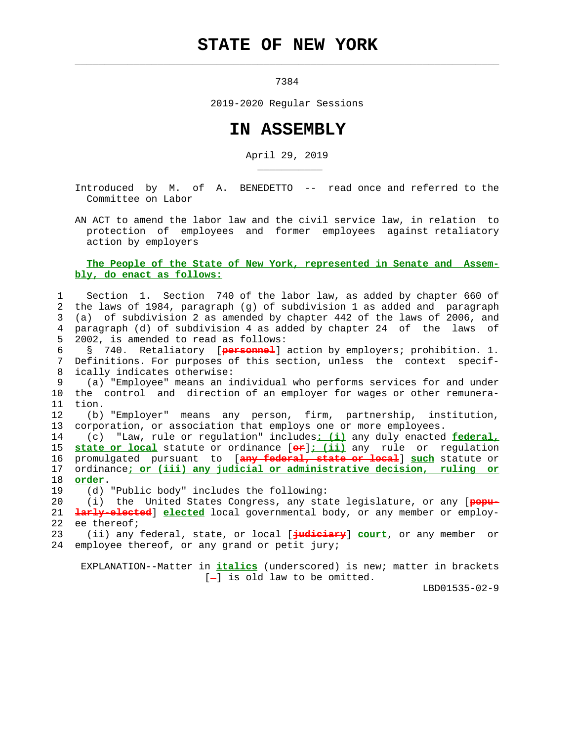# STATE OF NEW YORK

7384

2019-2020 Regular Sessions

# IN ASSEMBLY

April 29, 2019

Introduced by M. of A. BENEDETTO -- read once and referred to the Committee on Labor

AN ACT to amend the labor law and the civil service law, in relation to protection of employees and former employees against retaliatory action by employers

**The People of the State of New York, represented in Senate and Assembly, do enact as follows:**

1 Section 1. Section 740 of the labor law, as added by chapter 660 of
2 the laws of 1984, paragraph (g) of subdivision 1 as added and paragraph
3 (a) of subdivision 2 as amended by chapter 442 of the laws of 2006, and
4 paragraph (d) of subdivision 4 as added by chapter 24 of the laws of
5 2002, is amended to read as follows:
6 § 740. Retaliatory [personnel] action by employers; prohibition. 1.
7 Definitions. For purposes of this section, unless the context specif-
8 ically indicates otherwise:
9 (a) "Employee" means an individual who performs services for and under
10 the control and direction of an employer for wages or other remunera-
11 tion.
12 (b) "Employer" means any person, firm, partnership, institution,
13 corporation, or association that employs one or more employees.
14 (c) "Law, rule or regulation" includes*: (i)* any duly enacted *federal,*
15 *state or local* statute or ordinance [or]*; (ii)* any rule or regulation
16 promulgated pursuant to [any federal, state or local] *such* statute or
17 ordinance*; or (iii) any judicial or administrative decision, ruling or*
18 *order*.
19 (d) "Public body" includes the following:
20 (i) the United States Congress, any state legislature, or any [popu-
21 larly-elected] *elected* local governmental body, or any member or employ-
22 ee thereof;
23 (ii) any federal, state, or local [judiciary] *court*, or any member or
24 employee thereof, or any grand or petit jury;

EXPLANATION--Matter in *italics* (underscored) is new; matter in brackets [-] is old law to be omitted.

LBD01535-02-9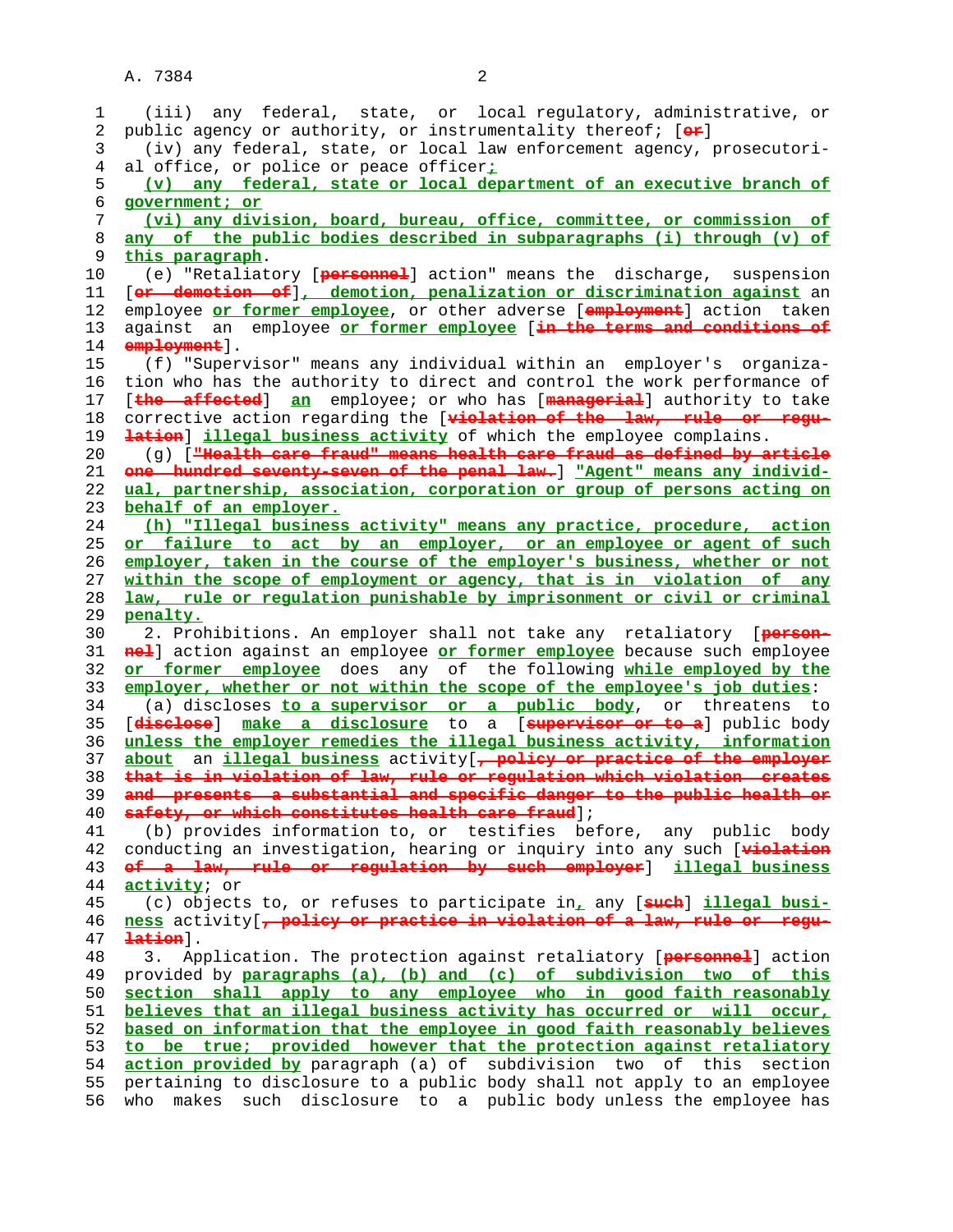(iii) any federal, state, or local regulatory, administrative, or public agency or authority, or instrumentality thereof; [~~or~~]

(iv) any federal, state, or local law enforcement agency, prosecutorial office, or police or peace officer**;**

**(v) any federal, state or local department of an executive branch of government; or**

**(vi) any division, board, bureau, office, committee, or commission of any of the public bodies described in subparagraphs (i) through (v) of this paragraph**.

(e) "Retaliatory [~~personnel~~] action" means the discharge, suspension [~~or demotion of~~]**, demotion, penalization or discrimination against** an employee **or former employee**, or other adverse [~~employment~~] action taken against an employee **or former employee** [~~in the terms and conditions of employment~~].

(f) "Supervisor" means any individual within an employer's organization who has the authority to direct and control the work performance of [~~the affected~~] **an** employee; or who has [~~managerial~~] authority to take corrective action regarding the [~~violation of the law, rule or regulation~~] **illegal business activity** of which the employee complains.

(g) [~~"Health care fraud" means health care fraud as defined by article one hundred seventy-seven of the penal law.~~] **"Agent" means any individual, partnership, association, corporation or group of persons acting on behalf of an employer.**

**(h) "Illegal business activity" means any practice, procedure, action or failure to act by an employer, or an employee or agent of such employer, taken in the course of the employer's business, whether or not within the scope of employment or agency, that is in violation of any law, rule or regulation punishable by imprisonment or civil or criminal penalty.**

2. Prohibitions. An employer shall not take any retaliatory [~~personnel~~] action against an employee **or former employee** because such employee **or former employee** does any of the following **while employed by the employer, whether or not within the scope of the employee's job duties**:

(a) discloses **to a supervisor or a public body**, or threatens to [~~disclose~~] **make a disclosure** to a [~~supervisor or to a~~] public body **unless the employer remedies the illegal business activity, information about** an **illegal business** activity[~~, policy or practice of the employer that is in violation of law, rule or regulation which violation creates and presents a substantial and specific danger to the public health or safety, or which constitutes health care fraud~~];

(b) provides information to, or testifies before, any public body conducting an investigation, hearing or inquiry into any such [~~violation of a law, rule or regulation by such employer~~] **illegal business activity**; or

(c) objects to, or refuses to participate in**,** any [~~such~~] **illegal business** activity[~~, policy or practice in violation of a law, rule or regulation~~].

3. Application. The protection against retaliatory [~~personnel~~] action provided by **paragraphs (a), (b) and (c) of subdivision two of this section shall apply to any employee who in good faith reasonably believes that an illegal business activity has occurred or will occur, based on information that the employee in good faith reasonably believes to be true; provided however that the protection against retaliatory action provided by** paragraph (a) of subdivision two of this section pertaining to disclosure to a public body shall not apply to an employee who makes such disclosure to a public body unless the employee has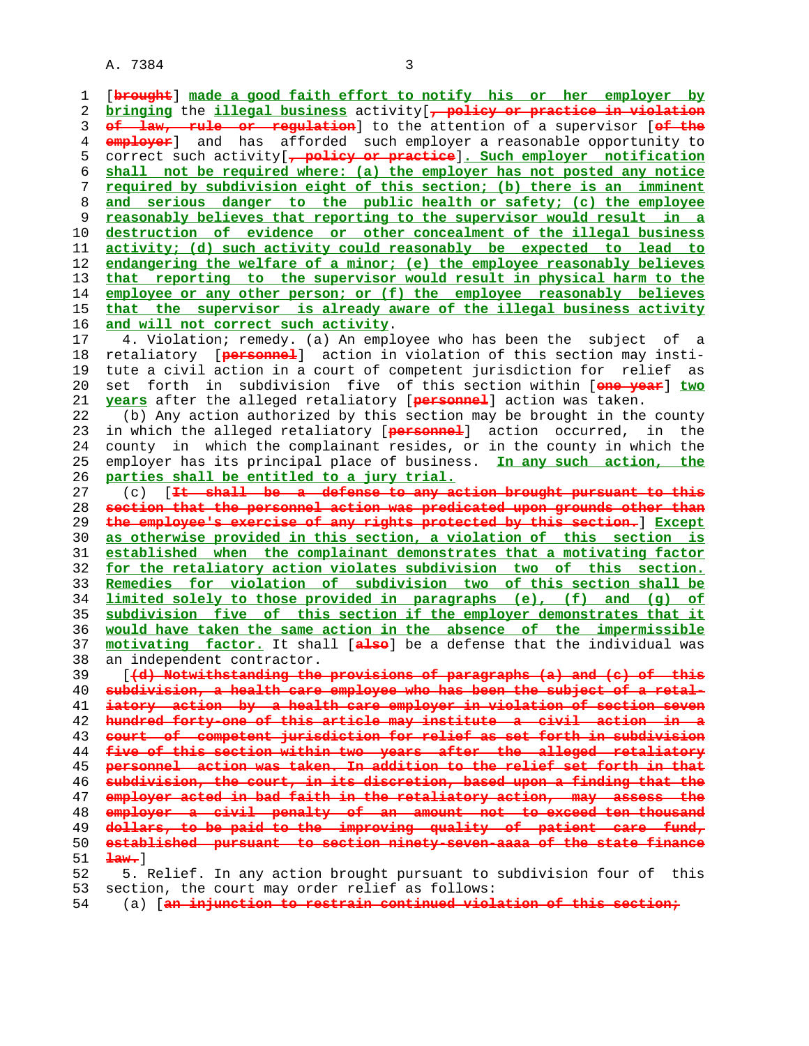[~~brought~~] **made a good faith effort to notify his or her employer by bringing** the **illegal business** activity[~~, policy or practice in violation of law, rule or regulation~~] to the attention of a supervisor [~~of the employer~~] and has afforded such employer a reasonable opportunity to correct such activity[~~, policy or practice~~]**. Such employer notification shall not be required where: (a) the employer has not posted any notice required by subdivision eight of this section; (b) there is an imminent and serious danger to the public health or safety; (c) the employee reasonably believes that reporting to the supervisor would result in a destruction of evidence or other concealment of the illegal business activity; (d) such activity could reasonably be expected to lead to endangering the welfare of a minor; (e) the employee reasonably believes that reporting to the supervisor would result in physical harm to the employee or any other person; or (f) the employee reasonably believes that the supervisor is already aware of the illegal business activity and will not correct such activity**.

4. Violation; remedy. (a) An employee who has been the subject of a retaliatory [~~personnel~~] action in violation of this section may institute a civil action in a court of competent jurisdiction for relief as set forth in subdivision five of this section within [~~one year~~] **two years** after the alleged retaliatory [~~personnel~~] action was taken.

(b) Any action authorized by this section may be brought in the county in which the alleged retaliatory [~~personnel~~] action occurred, in the county in which the complainant resides, or in the county in which the employer has its principal place of business. **In any such action, the parties shall be entitled to a jury trial.**

(c) [~~It shall be a defense to any action brought pursuant to this section that the personnel action was predicated upon grounds other than the employee's exercise of any rights protected by this section.~~] **Except as otherwise provided in this section, a violation of this section is established when the complainant demonstrates that a motivating factor for the retaliatory action violates subdivision two of this section. Remedies for violation of subdivision two of this section shall be limited solely to those provided in paragraphs (e), (f) and (g) of subdivision five of this section if the employer demonstrates that it would have taken the same action in the absence of the impermissible motivating factor.** It shall [~~also~~] be a defense that the individual was an independent contractor.

[~~(d) Notwithstanding the provisions of paragraphs (a) and (c) of this subdivision, a health care employee who has been the subject of a retaliatory action by a health care employer in violation of section seven hundred forty-one of this article may institute a civil action in a court of competent jurisdiction for relief as set forth in subdivision five of this section within two years after the alleged retaliatory personnel action was taken. In addition to the relief set forth in that subdivision, the court, in its discretion, based upon a finding that the employer acted in bad faith in the retaliatory action, may assess the employer a civil penalty of an amount not to exceed ten thousand dollars, to be paid to the improving quality of patient care fund, established pursuant to section ninety-seven-aaaa of the state finance law.~~]

5. Relief. In any action brought pursuant to subdivision four of this section, the court may order relief as follows:

(a) [~~an injunction to restrain continued violation of this section;~~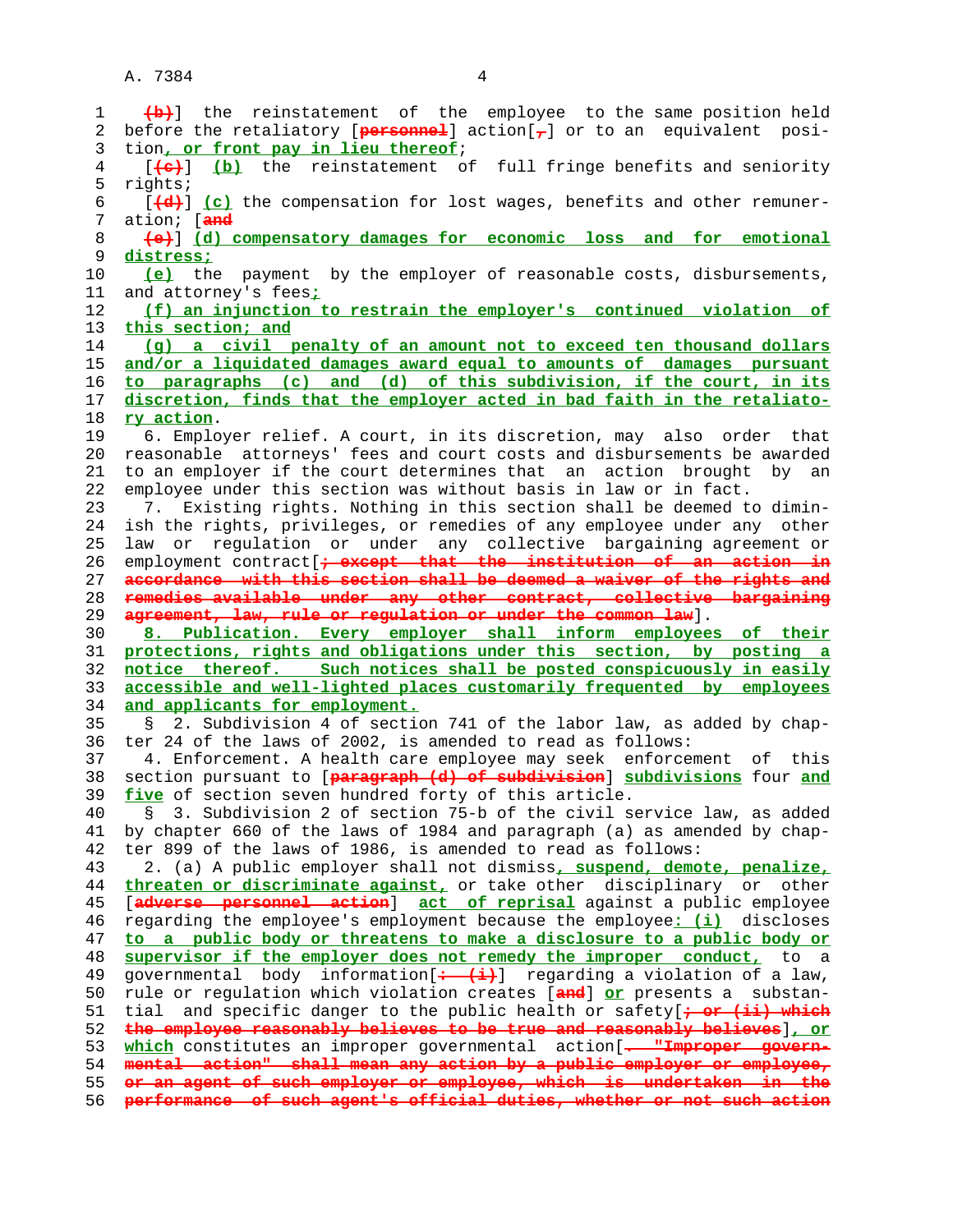(b)] the reinstatement of the employee to the same position held before the retaliatory [personnel] action[,] or to an equivalent position, or front pay in lieu thereof;

[(c)] (b) the reinstatement of full fringe benefits and seniority rights;

[(d)] (c) the compensation for lost wages, benefits and other remuneration; [and

(e)] (d) compensatory damages for economic loss and for emotional distress;

(e) the payment by the employer of reasonable costs, disbursements, and attorney's fees;

(f) an injunction to restrain the employer's continued violation of this section; and

(g) a civil penalty of an amount not to exceed ten thousand dollars and/or a liquidated damages award equal to amounts of damages pursuant to paragraphs (c) and (d) of this subdivision, if the court, in its discretion, finds that the employer acted in bad faith in the retaliatory action.

6. Employer relief. A court, in its discretion, may also order that reasonable attorneys' fees and court costs and disbursements be awarded to an employer if the court determines that an action brought by an employee under this section was without basis in law or in fact.

7. Existing rights. Nothing in this section shall be deemed to diminish the rights, privileges, or remedies of any employee under any other law or regulation or under any collective bargaining agreement or employment contract[; except that the institution of an action in accordance with this section shall be deemed a waiver of the rights and remedies available under any other contract, collective bargaining agreement, law, rule or regulation or under the common law].

8. Publication. Every employer shall inform employees of their protections, rights and obligations under this section, by posting a notice thereof. Such notices shall be posted conspicuously in easily accessible and well-lighted places customarily frequented by employees and applicants for employment.

§ 2. Subdivision 4 of section 741 of the labor law, as added by chapter 24 of the laws of 2002, is amended to read as follows:

4. Enforcement. A health care employee may seek enforcement of this section pursuant to [paragraph (d) of subdivision] subdivisions four and five of section seven hundred forty of this article.

§ 3. Subdivision 2 of section 75-b of the civil service law, as added by chapter 660 of the laws of 1984 and paragraph (a) as amended by chapter 899 of the laws of 1986, is amended to read as follows:

2. (a) A public employer shall not dismiss, suspend, demote, penalize, threaten or discriminate against, or take other disciplinary or other [adverse personnel action] act of reprisal against a public employee regarding the employee's employment because the employee: (i) discloses to a public body or threatens to make a disclosure to a public body or supervisor if the employer does not remedy the improper conduct, to a governmental body information[: (i)] regarding a violation of a law, rule or regulation which violation creates [and] or presents a substantial and specific danger to the public health or safety[; or (ii) which the employee reasonably believes to be true and reasonably believes], or which constitutes an improper governmental action[. "Improper governmental action" shall mean any action by a public employer or employee, or an agent of such employer or employee, which is undertaken in the performance of such agent's official duties, whether or not such action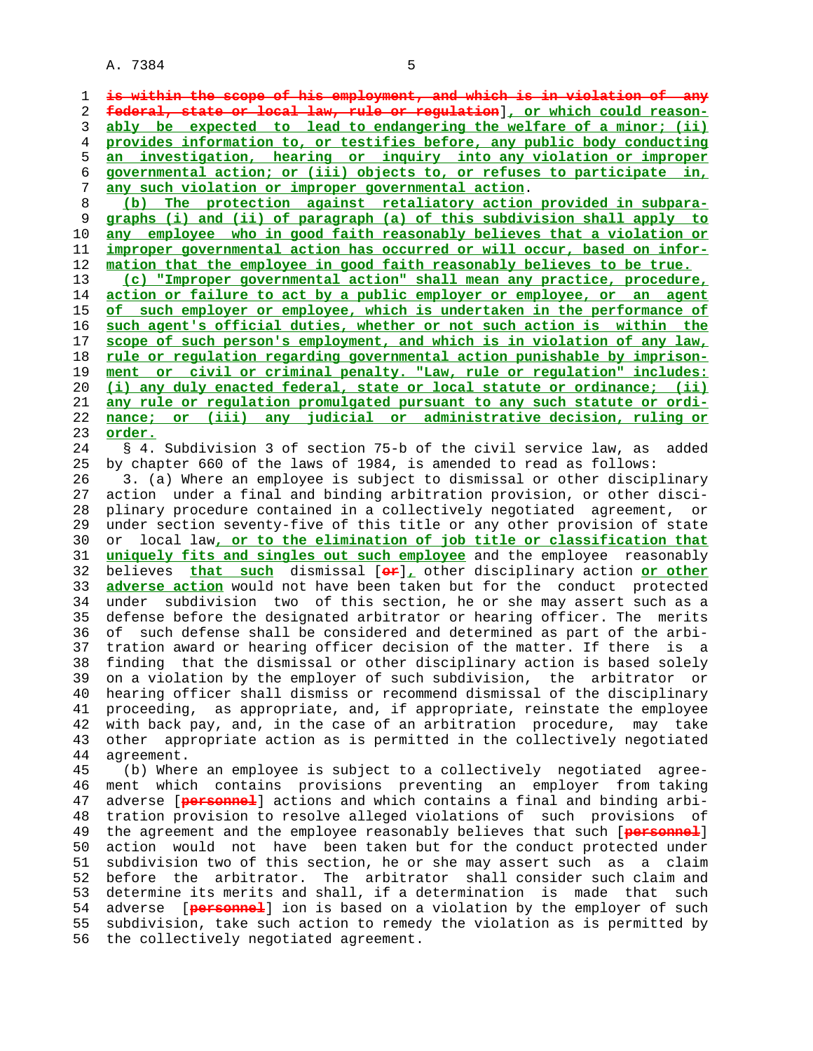~~is within the scope of his employment, and which is in violation of any federal, state or local law, rule or regulation~~], or which could reasonably be expected to lead to endangering the welfare of a minor; (ii) provides information to, or testifies before, any public body conducting an investigation, hearing or inquiry into any violation or improper governmental action; or (iii) objects to, or refuses to participate in, any such violation or improper governmental action.

(b) The protection against retaliatory action provided in subparagraphs (i) and (ii) of paragraph (a) of this subdivision shall apply to any employee who in good faith reasonably believes that a violation or improper governmental action has occurred or will occur, based on information that the employee in good faith reasonably believes to be true.

(c) "Improper governmental action" shall mean any practice, procedure, action or failure to act by a public employer or employee, or an agent of such employer or employee, which is undertaken in the performance of such agent's official duties, whether or not such action is within the scope of such person's employment, and which is in violation of any law, rule or regulation regarding governmental action punishable by imprisonment or civil or criminal penalty. "Law, rule or regulation" includes: (i) any duly enacted federal, state or local statute or ordinance; (ii) any rule or regulation promulgated pursuant to any such statute or ordinance; or (iii) any judicial or administrative decision, ruling or order.

§ 4. Subdivision 3 of section 75-b of the civil service law, as added by chapter 660 of the laws of 1984, is amended to read as follows:

3. (a) Where an employee is subject to dismissal or other disciplinary action under a final and binding arbitration provision, or other disciplinary procedure contained in a collectively negotiated agreement, or under section seventy-five of this title or any other provision of state or local law, or to the elimination of job title or classification that uniquely fits and singles out such employee and the employee reasonably believes that such dismissal [~~or~~], other disciplinary action or other adverse action would not have been taken but for the conduct protected under subdivision two of this section, he or she may assert such as a defense before the designated arbitrator or hearing officer. The merits of such defense shall be considered and determined as part of the arbitration award or hearing officer decision of the matter. If there is a finding that the dismissal or other disciplinary action is based solely on a violation by the employer of such subdivision, the arbitrator or hearing officer shall dismiss or recommend dismissal of the disciplinary proceeding, as appropriate, and, if appropriate, reinstate the employee with back pay, and, in the case of an arbitration procedure, may take other appropriate action as is permitted in the collectively negotiated agreement.

(b) Where an employee is subject to a collectively negotiated agreement which contains provisions preventing an employer from taking adverse [~~personnel~~] actions and which contains a final and binding arbitration provision to resolve alleged violations of such provisions of the agreement and the employee reasonably believes that such [~~personnel~~] action would not have been taken but for the conduct protected under subdivision two of this section, he or she may assert such as a claim before the arbitrator. The arbitrator shall consider such claim and determine its merits and shall, if a determination is made that such adverse [~~personnel~~] ion is based on a violation by the employer of such subdivision, take such action to remedy the violation as is permitted by the collectively negotiated agreement.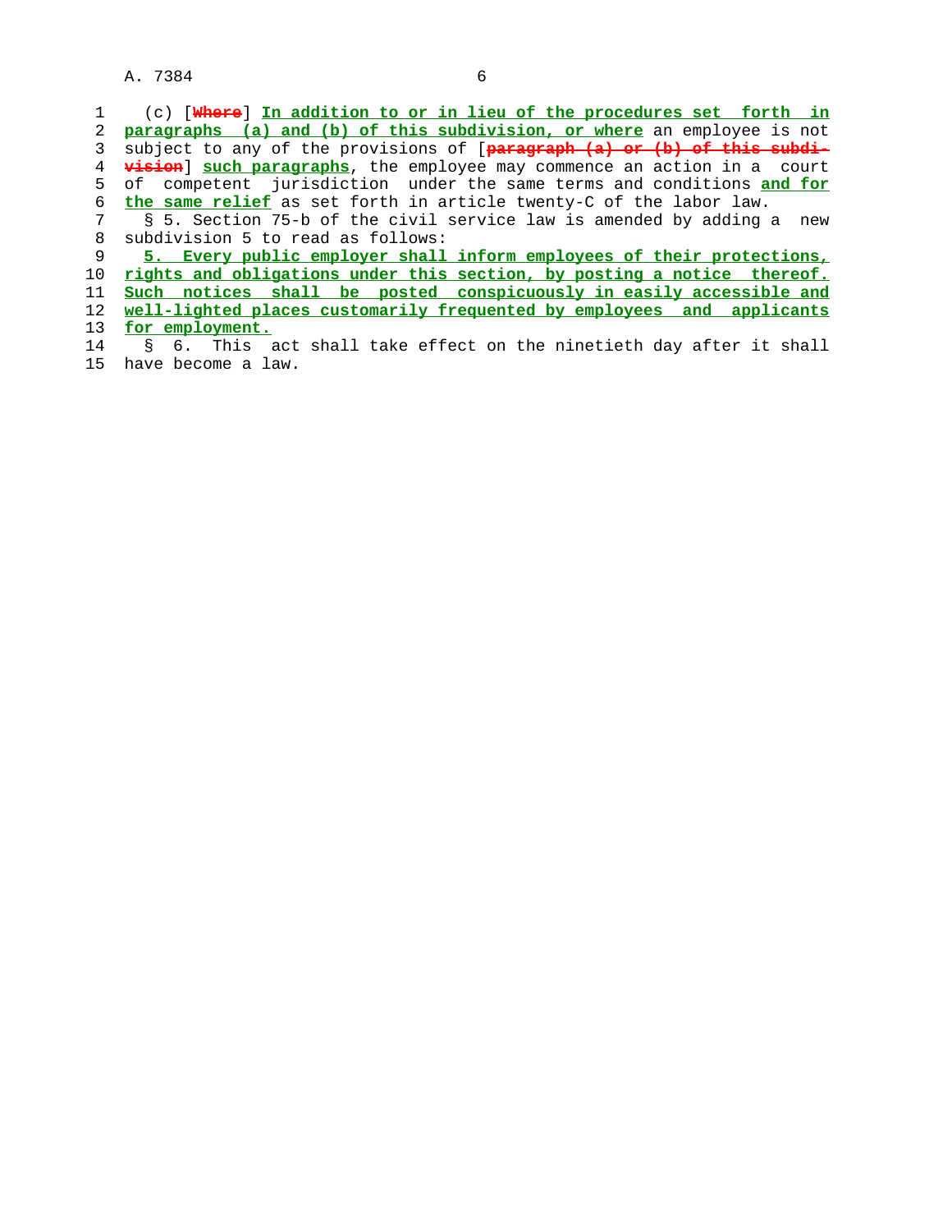(c) [~~Where~~] **In addition to or in lieu of the procedures set forth in paragraphs (a) and (b) of this subdivision, or where** an employee is not subject to any of the provisions of [~~paragraph (a) or (b) of this subdivision~~] **such paragraphs**, the employee may commence an action in a court of competent jurisdiction under the same terms and conditions **and for the same relief** as set forth in article twenty-C of the labor law.

§ 5. Section 75-b of the civil service law is amended by adding a new subdivision 5 to read as follows:

**5. Every public employer shall inform employees of their protections, rights and obligations under this section, by posting a notice thereof. Such notices shall be posted conspicuously in easily accessible and well-lighted places customarily frequented by employees and applicants for employment.**

§ 6. This act shall take effect on the ninetieth day after it shall have become a law.